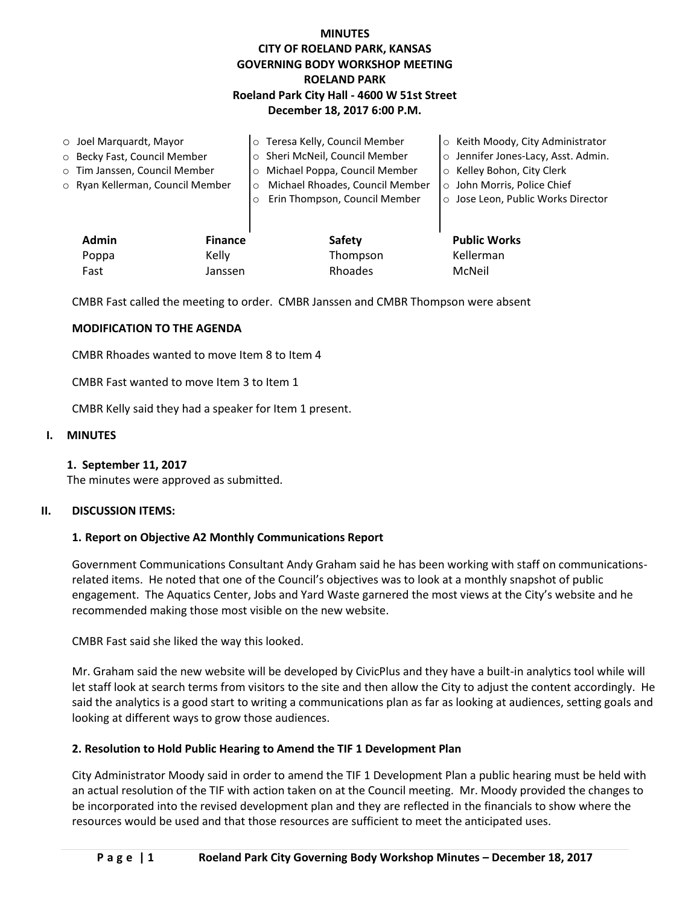# MINUTES
## CITY OF ROELAND PARK, KANSAS
## GOVERNING BODY WORKSHOP MEETING
## ROELAND PARK
### Roeland Park City Hall - 4600 W 51st Street
### December 18, 2017 6:00 P.M.

- Joel Marquardt, Mayor
- Becky Fast, Council Member
- Tim Janssen, Council Member
- Ryan Kellerman, Council Member
- Teresa Kelly, Council Member
- Sheri McNeil, Council Member
- Michael Poppa, Council Member
- Michael Rhoades, Council Member
- Erin Thompson, Council Member
- Keith Moody, City Administrator
- Jennifer Jones-Lacy, Asst. Admin.
- Kelley Bohon, City Clerk
- John Morris, Police Chief
- Jose Leon, Public Works Director

| Admin | Finance | Safety | Public Works |
|---|---|---|---|
| Poppa | Kelly | Thompson | Kellerman |
| Fast | Janssen | Rhoades | McNeil |

CMBR Fast called the meeting to order. CMBR Janssen and CMBR Thompson were absent

**MODIFICATION TO THE AGENDA**

CMBR Rhoades wanted to move Item 8 to Item 4

CMBR Fast wanted to move Item 3 to Item 1

CMBR Kelly said they had a speaker for Item 1 present.

## I. MINUTES

**1. September 11, 2017**

The minutes were approved as submitted.

## II. DISCUSSION ITEMS:

**1. Report on Objective A2 Monthly Communications Report**

Government Communications Consultant Andy Graham said he has been working with staff on communications-related items. He noted that one of the Council's objectives was to look at a monthly snapshot of public engagement. The Aquatics Center, Jobs and Yard Waste garnered the most views at the City's website and he recommended making those most visible on the new website.

CMBR Fast said she liked the way this looked.

Mr. Graham said the new website will be developed by CivicPlus and they have a built-in analytics tool while will let staff look at search terms from visitors to the site and then allow the City to adjust the content accordingly. He said the analytics is a good start to writing a communications plan as far as looking at audiences, setting goals and looking at different ways to grow those audiences.

**2. Resolution to Hold Public Hearing to Amend the TIF 1 Development Plan**

City Administrator Moody said in order to amend the TIF 1 Development Plan a public hearing must be held with an actual resolution of the TIF with action taken on at the Council meeting. Mr. Moody provided the changes to be incorporated into the revised development plan and they are reflected in the financials to show where the resources would be used and that those resources are sufficient to meet the anticipated uses.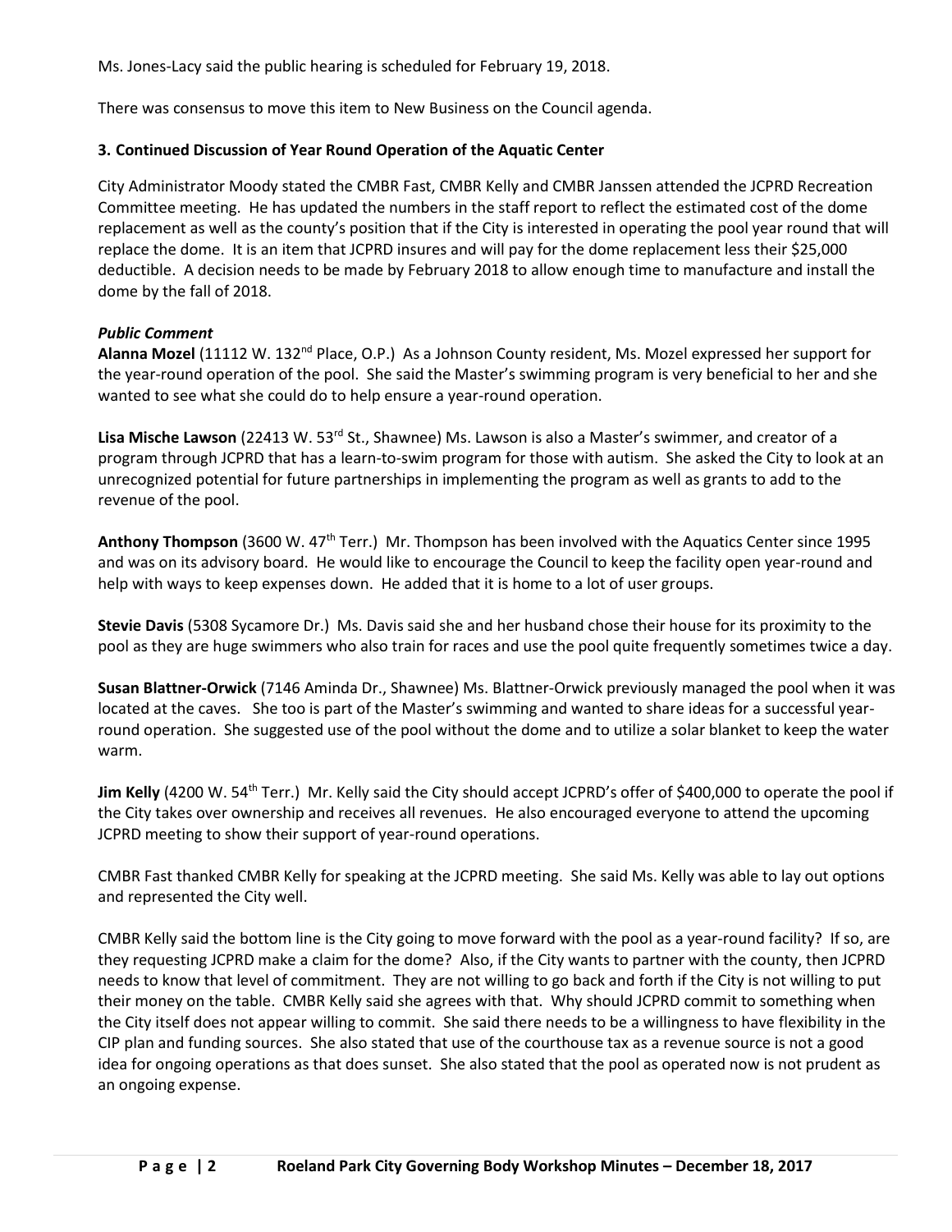Ms. Jones-Lacy said the public hearing is scheduled for February 19, 2018.

There was consensus to move this item to New Business on the Council agenda.

### 3. Continued Discussion of Year Round Operation of the Aquatic Center

City Administrator Moody stated the CMBR Fast, CMBR Kelly and CMBR Janssen attended the JCPRD Recreation Committee meeting. He has updated the numbers in the staff report to reflect the estimated cost of the dome replacement as well as the county's position that if the City is interested in operating the pool year round that will replace the dome. It is an item that JCPRD insures and will pay for the dome replacement less their $25,000 deductible. A decision needs to be made by February 2018 to allow enough time to manufacture and install the dome by the fall of 2018.

***Public Comment***

**Alanna Mozel** (11112 W. 132nd Place, O.P.) As a Johnson County resident, Ms. Mozel expressed her support for the year-round operation of the pool. She said the Master's swimming program is very beneficial to her and she wanted to see what she could do to help ensure a year-round operation.

**Lisa Mische Lawson** (22413 W. 53rd St., Shawnee) Ms. Lawson is also a Master's swimmer, and creator of a program through JCPRD that has a learn-to-swim program for those with autism. She asked the City to look at an unrecognized potential for future partnerships in implementing the program as well as grants to add to the revenue of the pool.

**Anthony Thompson** (3600 W. 47th Terr.) Mr. Thompson has been involved with the Aquatics Center since 1995 and was on its advisory board. He would like to encourage the Council to keep the facility open year-round and help with ways to keep expenses down. He added that it is home to a lot of user groups.

**Stevie Davis** (5308 Sycamore Dr.) Ms. Davis said she and her husband chose their house for its proximity to the pool as they are huge swimmers who also train for races and use the pool quite frequently sometimes twice a day.

**Susan Blattner-Orwick** (7146 Aminda Dr., Shawnee) Ms. Blattner-Orwick previously managed the pool when it was located at the caves. She too is part of the Master's swimming and wanted to share ideas for a successful year-round operation. She suggested use of the pool without the dome and to utilize a solar blanket to keep the water warm.

**Jim Kelly** (4200 W. 54th Terr.) Mr. Kelly said the City should accept JCPRD's offer of $400,000 to operate the pool if the City takes over ownership and receives all revenues. He also encouraged everyone to attend the upcoming JCPRD meeting to show their support of year-round operations.

CMBR Fast thanked CMBR Kelly for speaking at the JCPRD meeting. She said Ms. Kelly was able to lay out options and represented the City well.

CMBR Kelly said the bottom line is the City going to move forward with the pool as a year-round facility? If so, are they requesting JCPRD make a claim for the dome? Also, if the City wants to partner with the county, then JCPRD needs to know that level of commitment. They are not willing to go back and forth if the City is not willing to put their money on the table. CMBR Kelly said she agrees with that. Why should JCPRD commit to something when the City itself does not appear willing to commit. She said there needs to be a willingness to have flexibility in the CIP plan and funding sources. She also stated that use of the courthouse tax as a revenue source is not a good idea for ongoing operations as that does sunset. She also stated that the pool as operated now is not prudent as an ongoing expense.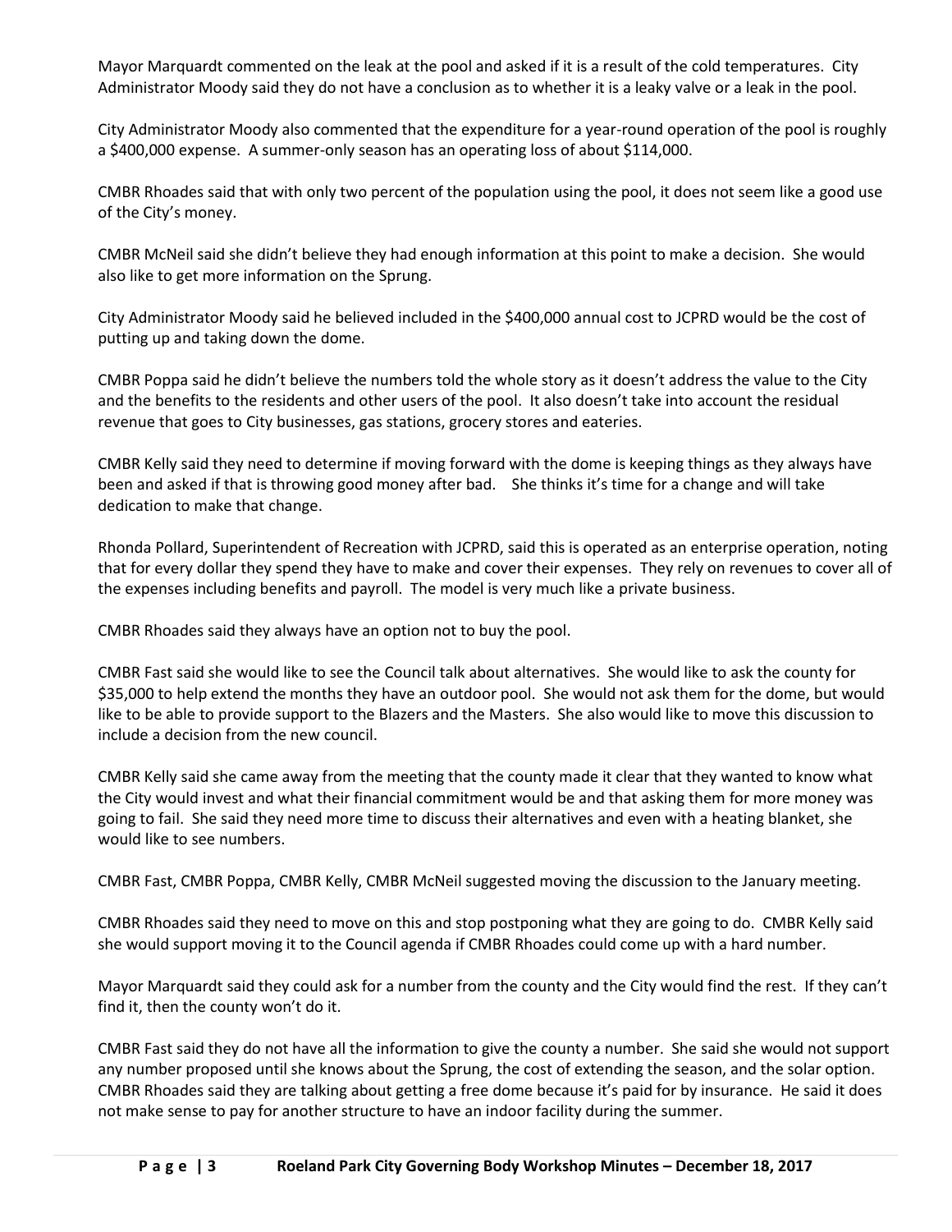Mayor Marquardt commented on the leak at the pool and asked if it is a result of the cold temperatures. City Administrator Moody said they do not have a conclusion as to whether it is a leaky valve or a leak in the pool.

City Administrator Moody also commented that the expenditure for a year-round operation of the pool is roughly a $400,000 expense. A summer-only season has an operating loss of about $114,000.

CMBR Rhoades said that with only two percent of the population using the pool, it does not seem like a good use of the City's money.

CMBR McNeil said she didn't believe they had enough information at this point to make a decision. She would also like to get more information on the Sprung.

City Administrator Moody said he believed included in the $400,000 annual cost to JCPRD would be the cost of putting up and taking down the dome.

CMBR Poppa said he didn't believe the numbers told the whole story as it doesn't address the value to the City and the benefits to the residents and other users of the pool. It also doesn't take into account the residual revenue that goes to City businesses, gas stations, grocery stores and eateries.

CMBR Kelly said they need to determine if moving forward with the dome is keeping things as they always have been and asked if that is throwing good money after bad. She thinks it's time for a change and will take dedication to make that change.

Rhonda Pollard, Superintendent of Recreation with JCPRD, said this is operated as an enterprise operation, noting that for every dollar they spend they have to make and cover their expenses. They rely on revenues to cover all of the expenses including benefits and payroll. The model is very much like a private business.

CMBR Rhoades said they always have an option not to buy the pool.

CMBR Fast said she would like to see the Council talk about alternatives. She would like to ask the county for $35,000 to help extend the months they have an outdoor pool. She would not ask them for the dome, but would like to be able to provide support to the Blazers and the Masters. She also would like to move this discussion to include a decision from the new council.

CMBR Kelly said she came away from the meeting that the county made it clear that they wanted to know what the City would invest and what their financial commitment would be and that asking them for more money was going to fail. She said they need more time to discuss their alternatives and even with a heating blanket, she would like to see numbers.

CMBR Fast, CMBR Poppa, CMBR Kelly, CMBR McNeil suggested moving the discussion to the January meeting.

CMBR Rhoades said they need to move on this and stop postponing what they are going to do. CMBR Kelly said she would support moving it to the Council agenda if CMBR Rhoades could come up with a hard number.

Mayor Marquardt said they could ask for a number from the county and the City would find the rest. If they can't find it, then the county won't do it.

CMBR Fast said they do not have all the information to give the county a number. She said she would not support any number proposed until she knows about the Sprung, the cost of extending the season, and the solar option. CMBR Rhoades said they are talking about getting a free dome because it's paid for by insurance. He said it does not make sense to pay for another structure to have an indoor facility during the summer.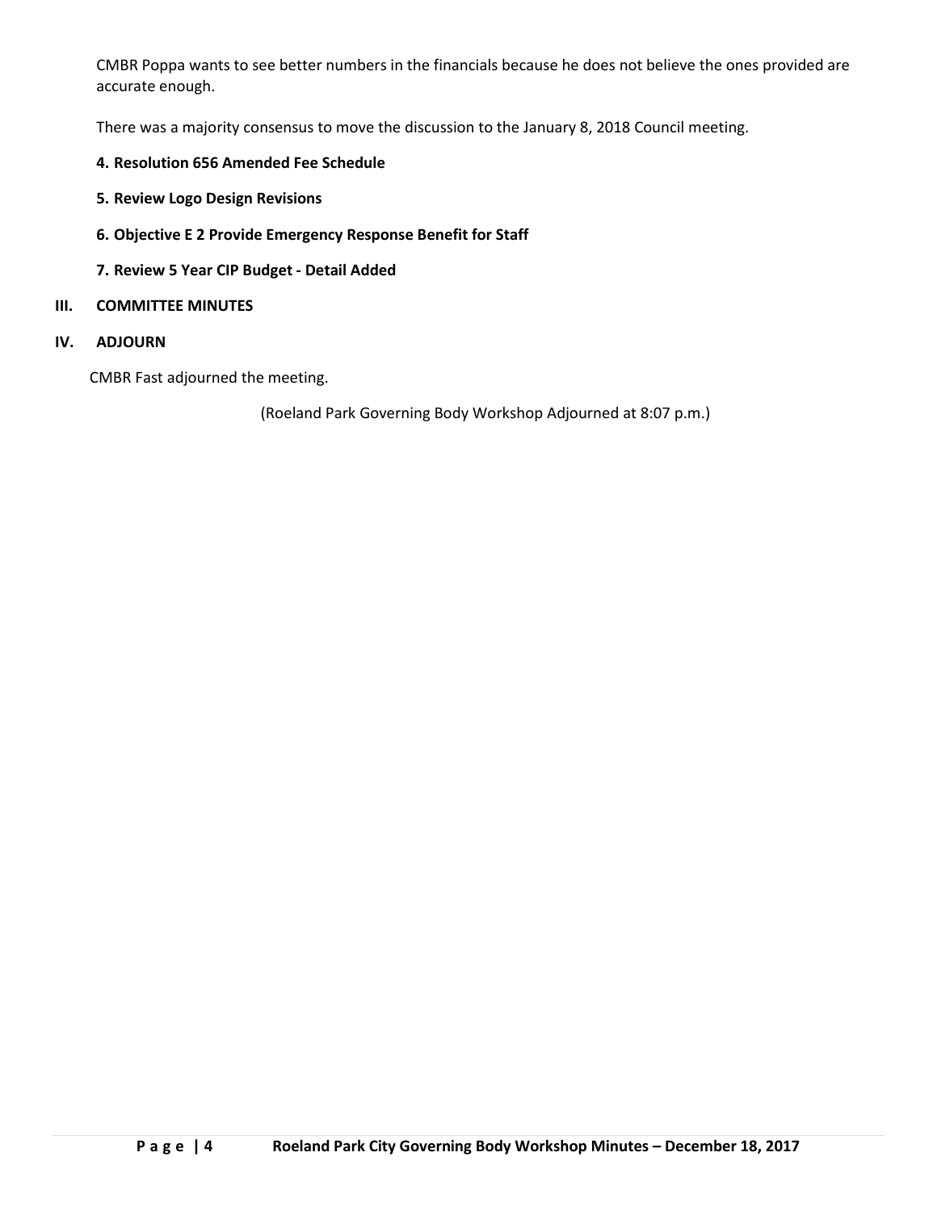CMBR Poppa wants to see better numbers in the financials because he does not believe the ones provided are accurate enough.

There was a majority consensus to move the discussion to the January 8, 2018 Council meeting.

**4. Resolution 656 Amended Fee Schedule**

**5. Review Logo Design Revisions**

**6. Objective E 2 Provide Emergency Response Benefit for Staff**

**7. Review 5 Year CIP Budget - Detail Added**

## III. COMMITTEE MINUTES

## IV. ADJOURN

CMBR Fast adjourned the meeting.

(Roeland Park Governing Body Workshop Adjourned at 8:07 p.m.)